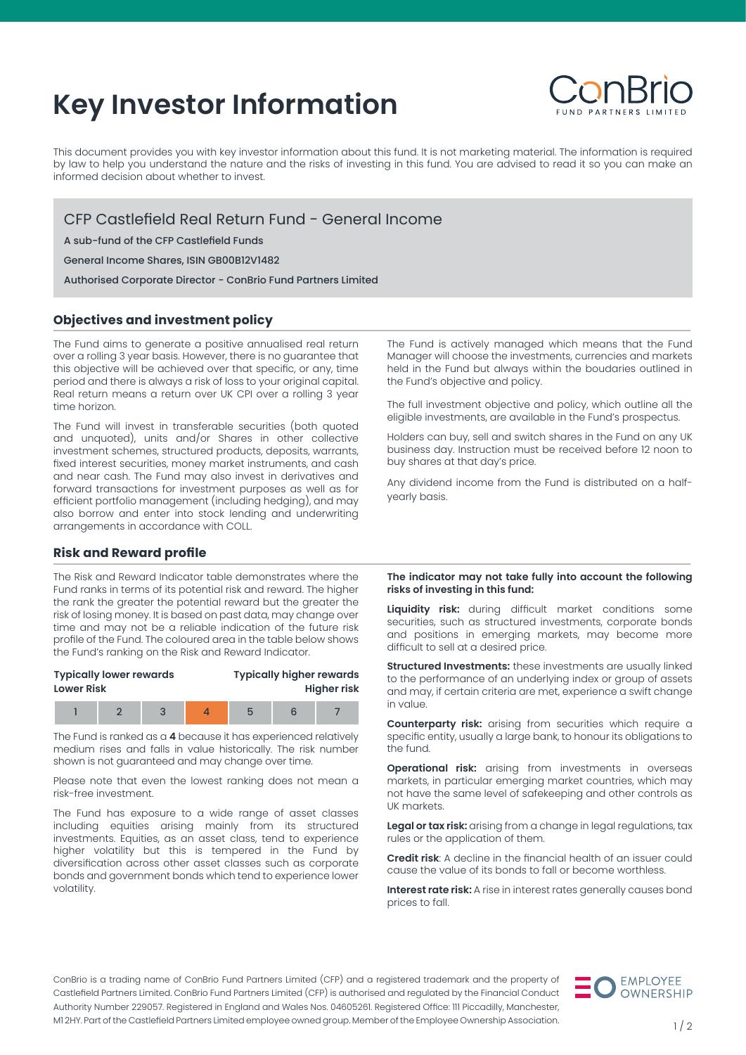# Key Investor Information

This document provides you with key investor information about this fund. It is not marketing material. The information is required by law to help you understand the nature and the risks of investing in this fund. You are advised to read it so you can make an informed decision about whether to invest.

## CFP Castlefield Real Return Fund - General Income

**A sub-fund of the CFP Castlefield Funds**

**General Income Shares, ISIN GB00B12V1482**

**Authorised Corporate Director - ConBrio Fund Partners Limited**

### Objectives and investment policy

The Fund aims to generate a positive annualised real return over a rolling 3 year basis. However, there is no guarantee that this objective will be achieved over that specific, or any, time period and there is always a risk of loss to your original capital. Real return means a return over UK CPI over a rolling 3 year time horizon.

The Fund will invest in transferable securities (both quoted and unquoted), units and/or Shares in other collective investment schemes, structured products, deposits, warrants, fixed interest securities, money market instruments, and cash and near cash. The Fund may also invest in derivatives and forward transactions for investment purposes as well as for efficient portfolio management (including hedging), and may also borrow and enter into stock lending and underwriting arrangements in accordance with COLL.

The Fund is actively managed which means that the Fund Manager will choose the investments, currencies and markets held in the Fund but always within the boudaries outlined in the Fund's objective and policy.

The full investment objective and policy, which outline all the eligible investments, are available in the Fund's prospectus.

Holders can buy, sell and switch shares in the Fund on any UK business day. Instruction must be received before 12 noon to buy shares at that day's price.

Any dividend income from the Fund is distributed on a half-yearly basis.

### Risk and Reward profile

The Risk and Reward Indicator table demonstrates where the Fund ranks in terms of its potential risk and reward. The higher the rank the greater the potential reward but the greater the risk of losing money. It is based on past data, may change over time and may not be a reliable indication of the future risk profile of the Fund. The coloured area in the table below shows the Fund's ranking on the Risk and Reward Indicator.

**Typically lower rewards** / **Lower Risk** — **Typically higher rewards** / **Higher risk**

| 1 | 2 | 3 | **4** | 5 | 6 | 7 |
|---|---|---|---|---|---|---|

The Fund is ranked as a **4** because it has experienced relatively medium rises and falls in value historically. The risk number shown is not guaranteed and may change over time.

Please note that even the lowest ranking does not mean a risk-free investment.

The Fund has exposure to a wide range of asset classes including equities arising mainly from its structured investments. Equities, as an asset class, tend to experience higher volatility but this is tempered in the Fund by diversification across other asset classes such as corporate bonds and government bonds which tend to experience lower volatility.

**The indicator may not take fully into account the following risks of investing in this fund:**

**Liquidity risk:** during difficult market conditions some securities, such as structured investments, corporate bonds and positions in emerging markets, may become more difficult to sell at a desired price.

**Structured Investments:** these investments are usually linked to the performance of an underlying index or group of assets and may, if certain criteria are met, experience a swift change in value.

**Counterparty risk:** arising from securities which require a specific entity, usually a large bank, to honour its obligations to the fund.

**Operational risk:** arising from investments in overseas markets, in particular emerging market countries, which may not have the same level of safekeeping and other controls as UK markets.

**Legal or tax risk:** arising from a change in legal regulations, tax rules or the application of them.

**Credit risk**: A decline in the financial health of an issuer could cause the value of its bonds to fall or become worthless.

**Interest rate risk:** A rise in interest rates generally causes bond prices to fall.

ConBrio is a trading name of ConBrio Fund Partners Limited (CFP) and a registered trademark and the property of Castlefield Partners Limited. ConBrio Fund Partners Limited (CFP) is authorised and regulated by the Financial Conduct Authority Number 229057. Registered in England and Wales Nos. 04605261. Registered Office: 111 Piccadilly, Manchester, M1 2HY. Part of the Castlefield Partners Limited employee owned group. Member of the Employee Ownership Association.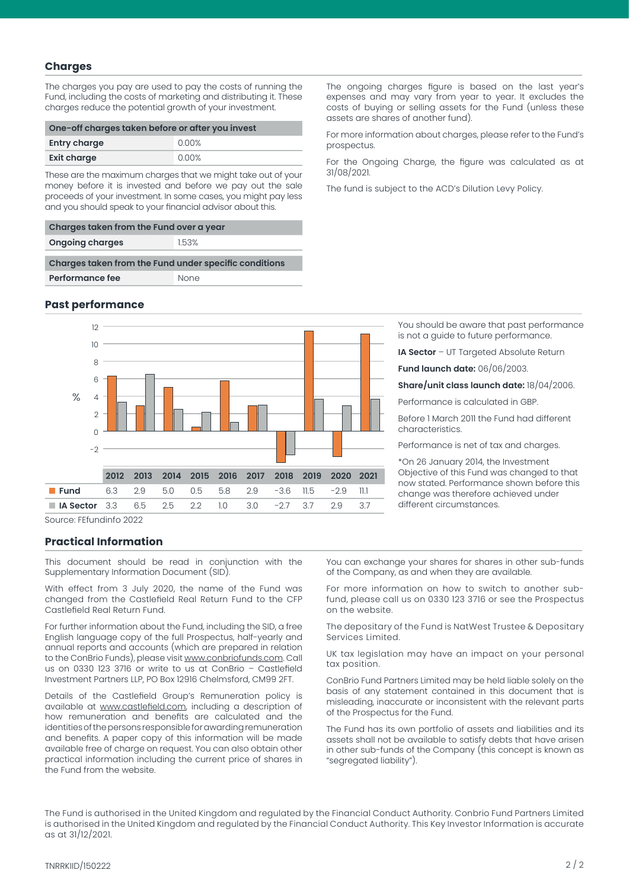## Charges

The charges you pay are used to pay the costs of running the Fund, including the costs of marketing and distributing it. These charges reduce the potential growth of your investment.

| One-off charges taken before or after you invest | |
|---|---|
| **Entry charge** | 0.00% |
| **Exit charge** | 0.00% |

These are the maximum charges that we might take out of your money before it is invested and before we pay out the sale proceeds of your investment. In some cases, you might pay less and you should speak to your financial advisor about this.

| Charges taken from the Fund over a year | |
|---|---|
| **Ongoing charges** | 1.53% |

| Charges taken from the Fund under specific conditions | |
|---|---|
| **Performance fee** | None |

The ongoing charges figure is based on the last year's expenses and may vary from year to year. It excludes the costs of buying or selling assets for the Fund (unless these assets are shares of another fund).

For more information about charges, please refer to the Fund's prospectus.

For the Ongoing Charge, the figure was calculated as at 31/08/2021.

The fund is subject to the ACD's Dilution Levy Policy.

## Past performance

%

12
10
8
6
4
2
0
-2

2012 2013 2014 2015 2016 2017 2018 2019 2020 2021

Fund 6.3 2.9 5.0 0.5 5.8 2.9 -3.6 11.5 -2.9 11.1

IA Sector 3.3 6.5 2.5 2.2 1.0 3.0 -2.7 3.7 2.9 3.7

Source: FEfundinfo 2022

You should be aware that past performance is not a guide to future performance.

**IA Sector** – UT Targeted Absolute Return

**Fund launch date:** 06/06/2003.

**Share/unit class launch date:** 18/04/2006.

Performance is calculated in GBP.

Before 1 March 2011 the Fund had different characteristics.

Performance is net of tax and charges.

*On 26 January 2014, the Investment Objective of this Fund was changed to that now stated. Performance shown before this change was therefore achieved under different circumstances.

## Practical Information

This document should be read in conjunction with the Supplementary Information Document (SID).

With effect from 3 July 2020, the name of the Fund was changed from the Castlefield Real Return Fund to the CFP Castlefield Real Return Fund.

For further information about the Fund, including the SID, a free English language copy of the full Prospectus, half-yearly and annual reports and accounts (which are prepared in relation to the ConBrio Funds), please visit www.conbriofunds.com. Call us on 0330 123 3716 or write to us at ConBrio – Castlefield Investment Partners LLP, PO Box 12916 Chelmsford, CM99 2FT.

Details of the Castlefield Group's Remuneration policy is available at www.castlefield.com, including a description of how remuneration and benefits are calculated and the identities of the persons responsible for awarding remuneration and benefits. A paper copy of this information will be made available free of charge on request. You can also obtain other practical information including the current price of shares in the Fund from the website.

You can exchange your shares for shares in other sub-funds of the Company, as and when they are available.

For more information on how to switch to another sub-fund, please call us on 0330 123 3716 or see the Prospectus on the website.

The depositary of the Fund is NatWest Trustee & Depositary Services Limited.

UK tax legislation may have an impact on your personal tax position.

ConBrio Fund Partners Limited may be held liable solely on the basis of any statement contained in this document that is misleading, inaccurate or inconsistent with the relevant parts of the Prospectus for the Fund.

The Fund has its own portfolio of assets and liabilities and its assets shall not be available to satisfy debts that have arisen in other sub-funds of the Company (this concept is known as "segregated liability").

The Fund is authorised in the United Kingdom and regulated by the Financial Conduct Authority. Conbrio Fund Partners Limited is authorised in the United Kingdom and regulated by the Financial Conduct Authority. This Key Investor Information is accurate as at 31/12/2021.

TNRRKIID/150222